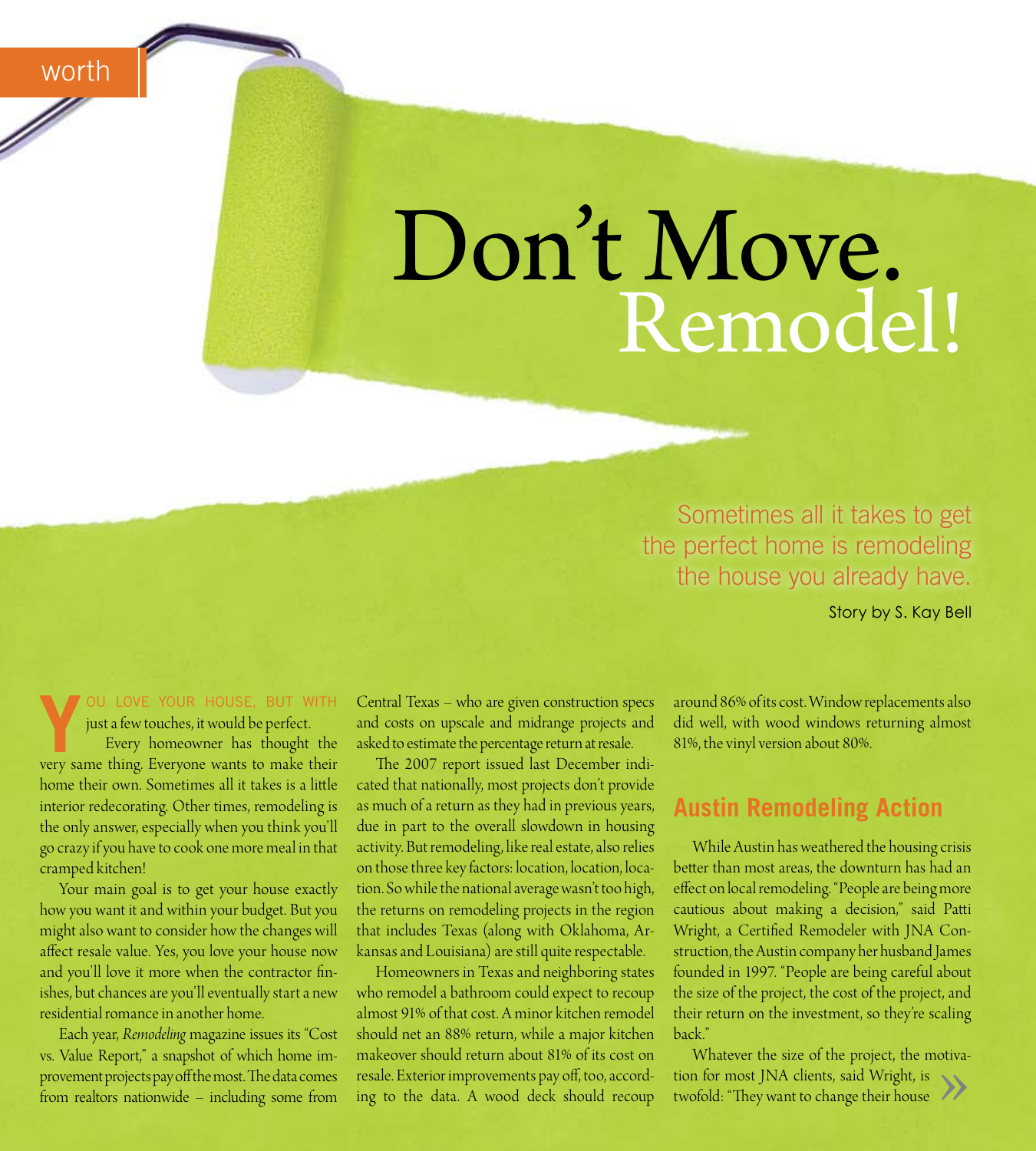worth

# Don't Move. Remodel!

Sometimes all it takes to get the perfect home is remodeling the house you already have.

Story by S. Kay Bell

YOU LOVE YOUR HOUSE, BUT WITH just a few touches, it would be perfect.

Every homeowner has thought the very same thing. Everyone wants to make their home their own. Sometimes all it takes is a little interior redecorating. Other times, remodeling is the only answer, especially when you think you'll go crazy if you have to cook one more meal in that cramped kitchen!

Your main goal is to get your house exactly how you want it and within your budget. But you might also want to consider how the changes will affect resale value. Yes, you love your house now and you'll love it more when the contractor finishes, but chances are you'll eventually start a new residential romance in another home.

Each year, *Remodeling* magazine issues its "Cost vs. Value Report," a snapshot of which home improvement projects pay off the most. The data comes from realtors nationwide – including some from Central Texas – who are given construction specs and costs on upscale and midrange projects and asked to estimate the percentage return at resale.

The 2007 report issued last December indicated that nationally, most projects don't provide as much of a return as they had in previous years, due in part to the overall slowdown in housing activity. But remodeling, like real estate, also relies on those three key factors: location, location, location. So while the national average wasn't too high, the returns on remodeling projects in the region that includes Texas (along with Oklahoma, Arkansas and Louisiana) are still quite respectable.

Homeowners in Texas and neighboring states who remodel a bathroom could expect to recoup almost 91% of that cost. A minor kitchen remodel should net an 88% return, while a major kitchen makeover should return about 81% of its cost on resale. Exterior improvements pay off, too, according to the data. A wood deck should recoup around 86% of its cost. Window replacements also did well, with wood windows returning almost 81%, the vinyl version about 80%.

## Austin Remodeling Action

While Austin has weathered the housing crisis better than most areas, the downturn has had an effect on local remodeling. "People are being more cautious about making a decision," said Patti Wright, a Certified Remodeler with JNA Construction, the Austin company her husband James founded in 1997. "People are being careful about the size of the project, the cost of the project, and their return on the investment, so they're scaling back."

Whatever the size of the project, the motivation for most JNA clients, said Wright, is twofold: "They want to change their house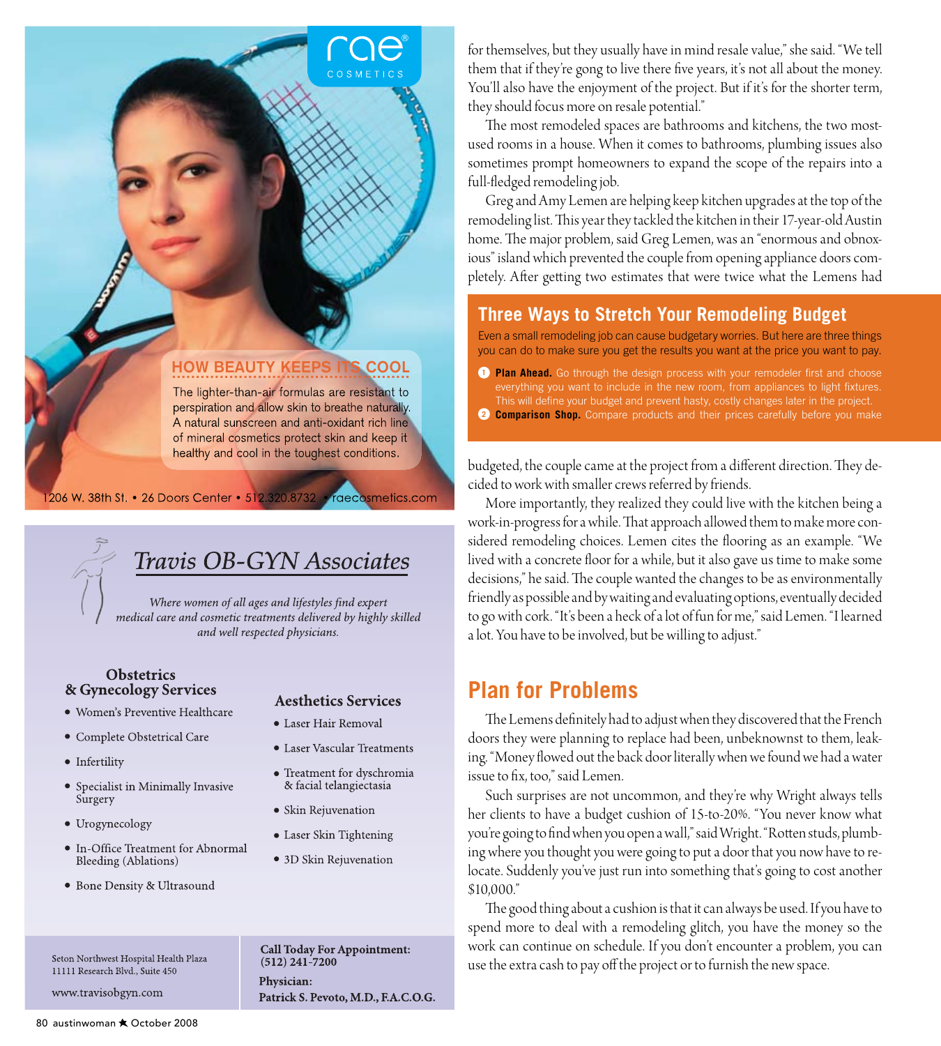## HOW BEAUTY KEEPS ITS COOL

The lighter-than-air formulas are resistant to perspiration and allow skin to breathe naturally. A natural sunscreen and anti-oxidant rich line of mineral cosmetics protect skin and keep it healthy and cool in the toughest conditions.

rae COSMETICS

1206 W. 38th St. • 26 Doors Center • 512.320.8732 • raecosmetics.com

## *Travis OB-GYN Associates*

*Where women of all ages and lifestyles find expert medical care and cosmetic treatments delivered by highly skilled and well respected physicians.*

### Obstetrics & Gynecology Services

- Women's Preventive Healthcare
- Complete Obstetrical Care
- Infertility
- Specialist in Minimally Invasive Surgery
- Urogynecology
- In-Office Treatment for Abnormal Bleeding (Ablations)
- Bone Density & Ultrasound

### Aesthetics Services

- Laser Hair Removal
- Laser Vascular Treatments
- Treatment for dyschromia & facial telangiectasia
- Skin Rejuvenation
- Laser Skin Tightening
- 3D Skin Rejuvenation

Seton Northwest Hospital Health Plaza
11111 Research Blvd., Suite 450

www.travisobgyn.com

**Call Today For Appointment:**
**(512) 241-7200**

**Physician:**
**Patrick S. Pevoto, M.D., F.A.C.O.G.**

for themselves, but they usually have in mind resale value," she said. "We tell them that if they're gong to live there five years, it's not all about the money. You'll also have the enjoyment of the project. But if it's for the shorter term, they should focus more on resale potential."

The most remodeled spaces are bathrooms and kitchens, the two most-used rooms in a house. When it comes to bathrooms, plumbing issues also sometimes prompt homeowners to expand the scope of the repairs into a full-fledged remodeling job.

Greg and Amy Lemen are helping keep kitchen upgrades at the top of the remodeling list. This year they tackled the kitchen in their 17-year-old Austin home. The major problem, said Greg Lemen, was an "enormous and obnoxious" island which prevented the couple from opening appliance doors completely. After getting two estimates that were twice what the Lemens had budgeted, the couple came at the project from a different direction. They decided to work with smaller crews referred by friends.

More importantly, they realized they could live with the kitchen being a work-in-progress for a while. That approach allowed them to make more considered remodeling choices. Lemen cites the flooring as an example. "We lived with a concrete floor for a while, but it also gave us time to make some decisions," he said. The couple wanted the changes to be as environmentally friendly as possible and by waiting and evaluating options, eventually decided to go with cork. "It's been a heck of a lot of fun for me," said Lemen. "I learned a lot. You have to be involved, but be willing to adjust."

## Three Ways to Stretch Your Remodeling Budget

Even a small remodeling job can cause budgetary worries. But here are three things you can do to make sure you get the results you want at the price you want to pay.

1. **Plan Ahead.** Go through the design process with your remodeler first and choose everything you want to include in the new room, from appliances to light fixtures. This will define your budget and prevent hasty, costly changes later in the project.
2. **Comparison Shop.** Compare products and their prices carefully before you make

## Plan for Problems

The Lemens definitely had to adjust when they discovered that the French doors they were planning to replace had been, unbeknownst to them, leaking. "Money flowed out the back door literally when we found we had a water issue to fix, too," said Lemen.

Such surprises are not uncommon, and they're why Wright always tells her clients to have a budget cushion of 15-to-20%. "You never know what you're going to find when you open a wall," said Wright. "Rotten studs, plumbing where you thought you were going to put a door that you now have to relocate. Suddenly you've just run into something that's going to cost another $10,000."

The good thing about a cushion is that it can always be used. If you have to spend more to deal with a remodeling glitch, you have the money so the work can continue on schedule. If you don't encounter a problem, you can use the extra cash to pay off the project or to furnish the new space.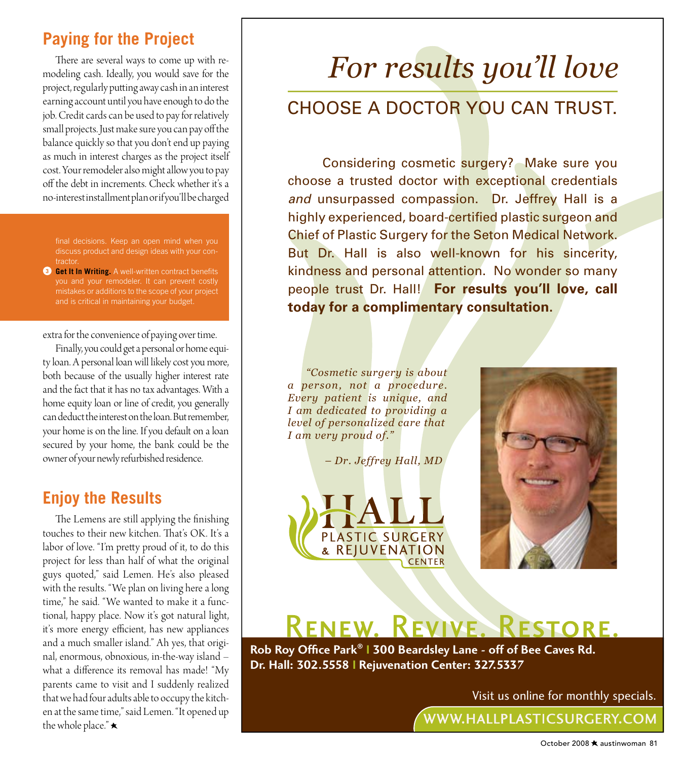## Paying for the Project

There are several ways to come up with remodeling cash. Ideally, you would save for the project, regularly putting away cash in an interest earning account until you have enough to do the job. Credit cards can be used to pay for relatively small projects. Just make sure you can pay off the balance quickly so that you don't end up paying as much in interest charges as the project itself cost. Your remodeler also might allow you to pay off the debt in increments. Check whether it's a no-interest installment plan or if you'll be charged extra for the convenience of paying over time.

final decisions. Keep an open mind when you discuss product and design ideas with your contractor.

3 **Get It In Writing.** A well-written contract benefits you and your remodeler. It can prevent costly mistakes or additions to the scope of your project and is critical in maintaining your budget.

Finally, you could get a personal or home equity loan. A personal loan will likely cost you more, both because of the usually higher interest rate and the fact that it has no tax advantages. With a home equity loan or line of credit, you generally can deduct the interest on the loan. But remember, your home is on the line. If you default on a loan secured by your home, the bank could be the owner of your newly refurbished residence.

## Enjoy the Results

The Lemens are still applying the finishing touches to their new kitchen. That's OK. It's a labor of love. "I'm pretty proud of it, to do this project for less than half of what the original guys quoted," said Lemen. He's also pleased with the results. "We plan on living here a long time," he said. "We wanted to make it a functional, happy place. Now it's got natural light, it's more energy efficient, has new appliances and a much smaller island." Ah yes, that original, enormous, obnoxious, in-the-way island – what a difference its removal has made! "My parents came to visit and I suddenly realized that we had four adults able to occupy the kitchen at the same time," said Lemen. "It opened up the whole place." ★

# *For results you'll love*

## CHOOSE A DOCTOR YOU CAN TRUST.

Considering cosmetic surgery? Make sure you choose a trusted doctor with exceptional credentials *and* unsurpassed compassion. Dr. Jeffrey Hall is a highly experienced, board-certified plastic surgeon and Chief of Plastic Surgery for the Seton Medical Network. But Dr. Hall is also well-known for his sincerity, kindness and personal attention. No wonder so many people trust Dr. Hall! **For results you'll love, call today for a complimentary consultation.**

*"Cosmetic surgery is about a person, not a procedure. Every patient is unique, and I am dedicated to providing a level of personalized care that I am very proud of."*

*– Dr. Jeffrey Hall, MD*

HALL PLASTIC SURGERY & REJUVENATION CENTER

RENEW. REVIVE. RESTORE.

**Rob Roy Office Park® | 300 Beardsley Lane - off of Bee Caves Rd.**
**Dr. Hall: 302.5558 | Rejuvenation Center: 327.5337**

Visit us online for monthly specials.

WWW.HALLPLASTICSURGERY.COM